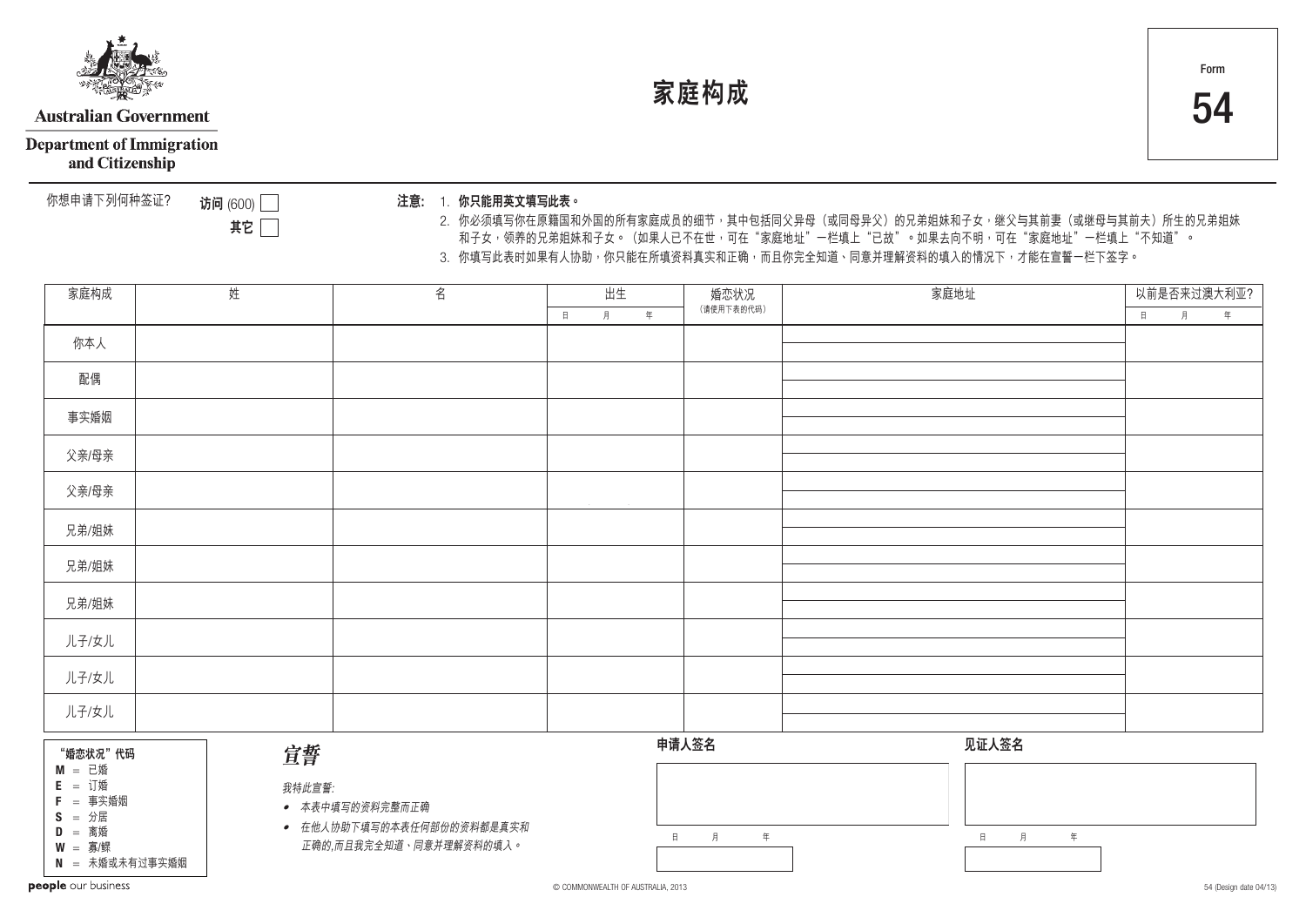Australian Government

Department of Immigration and Citizenship

# 家庭构成

Form **54**

你想申请下列何种签证? **访问** (600) ☐ **其它** ☐

**注意:**
1. **你只能用英文填写此表。**
2. 你必须填写你在原籍国和外国的所有家庭成员的细节，其中包括同父异母（或同母异父）的兄弟姐妹和子女，继父与其前妻（或继母与其前夫）所生的兄弟姐妹和子女，领养的兄弟姐妹和子女。（如果人已不在世，可在"家庭地址"一栏填上"已故"。如果去向不明，可在"家庭地址"一栏填上"不知道"。
3. 你填写此表时如果有人协助，你只能在所填资料真实和正确，而且你完全知道、同意并理解资料的填入的情况下，才能在宣誓一栏下签字。

| 家庭构成 | 姓 | 名 | 出生 日 月 年 | 婚恋状况 (请使用下表的代码) | 家庭地址 | 以前是否来过澳大利亚? 日 月 年 |
|---|---|---|---|---|---|---|
| 你本人 | | | | | | |
| 配偶 | | | | | | |
| 事实婚姻 | | | | | | |
| 父亲/母亲 | | | | | | |
| 父亲/母亲 | | | | | | |
| 兄弟/姐妹 | | | | | | |
| 兄弟/姐妹 | | | | | | |
| 兄弟/姐妹 | | | | | | |
| 儿子/女儿 | | | | | | |
| 儿子/女儿 | | | | | | |
| 儿子/女儿 | | | | | | |

**"婚恋状况"代码**

**M** = 已婚
**E** = 订婚
**F** = 事实婚姻
**S** = 分居
**D** = 离婚
**W** = 寡/鳏
**N** = 未婚或未有过事实婚姻

## *宣誓*

*我特此宣誓:*

- *本表中填写的资料完整而正确*
- *在他人协助下填写的本表任何部份的资料都是真实和正确的,而且我完全知道、同意并理解资料的填入。*

**申请人签名**

日 月 年

**见证人签名**

日 月 年

people our business

© COMMONWEALTH OF AUSTRALIA, 2013

54 (Design date 04/13)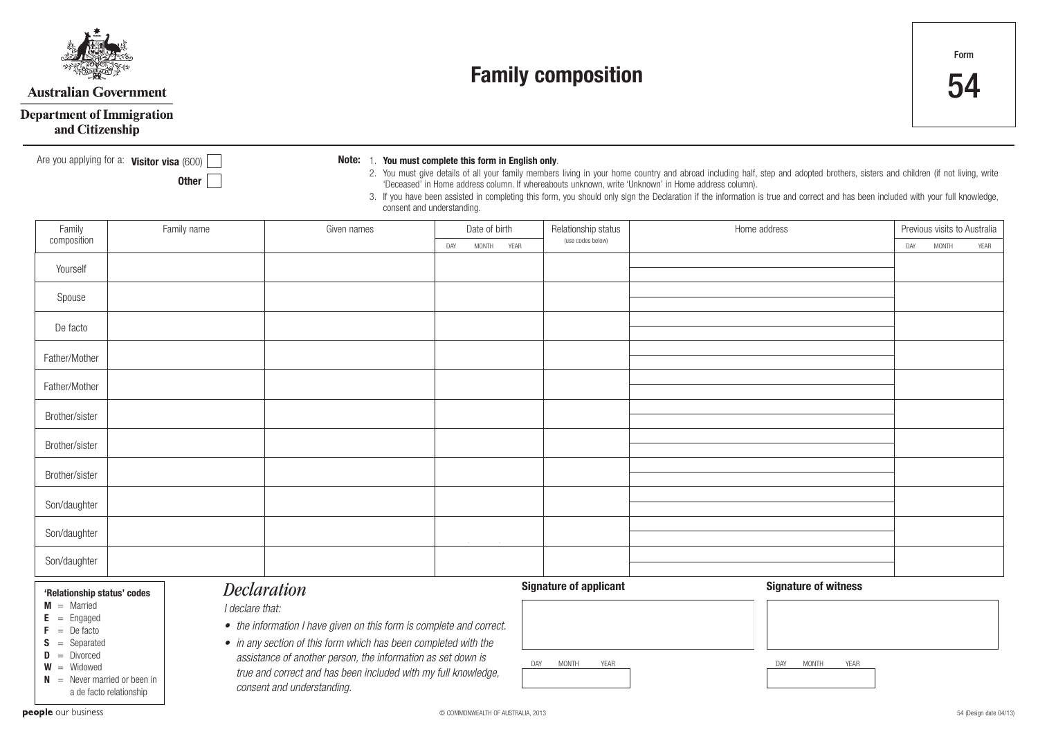Australian Government

Department of Immigration and Citizenship

# Family composition

Form 54

Are you applying for a: **Visitor visa** (600) ☐

**Other** ☐

**Note:** 1. **You must complete this form in English only**.

2. You must give details of all your family members living in your home country and abroad including half, step and adopted brothers, sisters and children (if not living, write 'Deceased' in Home address column. If whereabouts unknown, write 'Unknown' in Home address column).

3. If you have been assisted in completing this form, you should only sign the Declaration if the information is true and correct and has been included with your full knowledge, consent and understanding.

| Family composition | Family name | Given names | Date of birth (DAY MONTH YEAR) | Relationship status (use codes below) | Home address | Previous visits to Australia (DAY MONTH YEAR) |
|---|---|---|---|---|---|---|
| Yourself | | | | | | |
| Spouse | | | | | | |
| De facto | | | | | | |
| Father/Mother | | | | | | |
| Father/Mother | | | | | | |
| Brother/sister | | | | | | |
| Brother/sister | | | | | | |
| Brother/sister | | | | | | |
| Son/daughter | | | | | | |
| Son/daughter | | | | | | |
| Son/daughter | | | | | | |

**'Relationship status' codes**

- **M** = Married
- **E** = Engaged
- **F** = De facto
- **S** = Separated
- **D** = Divorced
- **W** = Widowed
- **N** = Never married or been in a de facto relationship

## *Declaration*

*I declare that:*

- *the information I have given on this form is complete and correct.*
- *in any section of this form which has been completed with the assistance of another person, the information as set down is true and correct and has been included with my full knowledge, consent and understanding.*

**Signature of applicant**

DAY MONTH YEAR

**Signature of witness**

DAY MONTH YEAR

people our business

© COMMONWEALTH OF AUSTRALIA, 2013

54 (Design date 04/13)